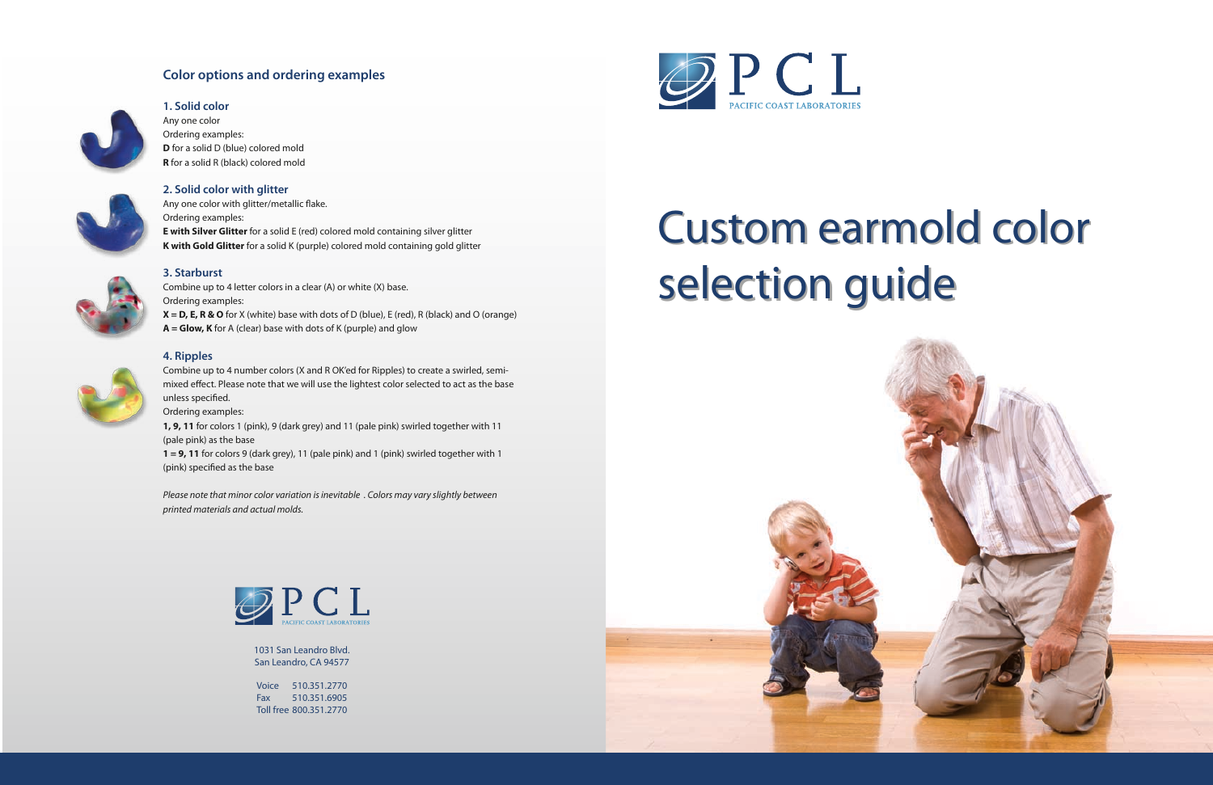## Color options and ordering examples

### 1. Solid color

Any one color

Ordering examples:

**D** for a solid D (blue) colored mold

**R** for a solid R (black) colored mold

### 2. Solid color with glitter

Any one color with glitter/metallic flake.

Ordering examples:

**E with Silver Glitter** for a solid E (red) colored mold containing silver glitter

**K with Gold Glitter** for a solid K (purple) colored mold containing gold glitter

### 3. Starburst

Combine up to 4 letter colors in a clear (A) or white (X) base.

Ordering examples:

**X = D, E, R & O** for X (white) base with dots of D (blue), E (red), R (black) and O (orange)

**A = Glow, K** for A (clear) base with dots of K (purple) and glow

### 4. Ripples

Combine up to 4 number colors (X and R OK'ed for Ripples) to create a swirled, semi-mixed effect. Please note that we will use the lightest color selected to act as the base unless specified.

Ordering examples:

**1, 9, 11** for colors 1 (pink), 9 (dark grey) and 11 (pale pink) swirled together with 11 (pale pink) as the base

**1 = 9, 11** for colors 9 (dark grey), 11 (pale pink) and 1 (pink) swirled together with 1 (pink) specified as the base

*Please note that minor color variation is inevitable . Colors may vary slightly between printed materials and actual molds.*

PCL
PACIFIC COAST LABORATORIES

1031 San Leandro Blvd.
San Leandro, CA 94577

Voice 510.351.2770
Fax 510.351.6905
Toll free 800.351.2770

PCL
PACIFIC COAST LABORATORIES

# Custom earmold color selection guide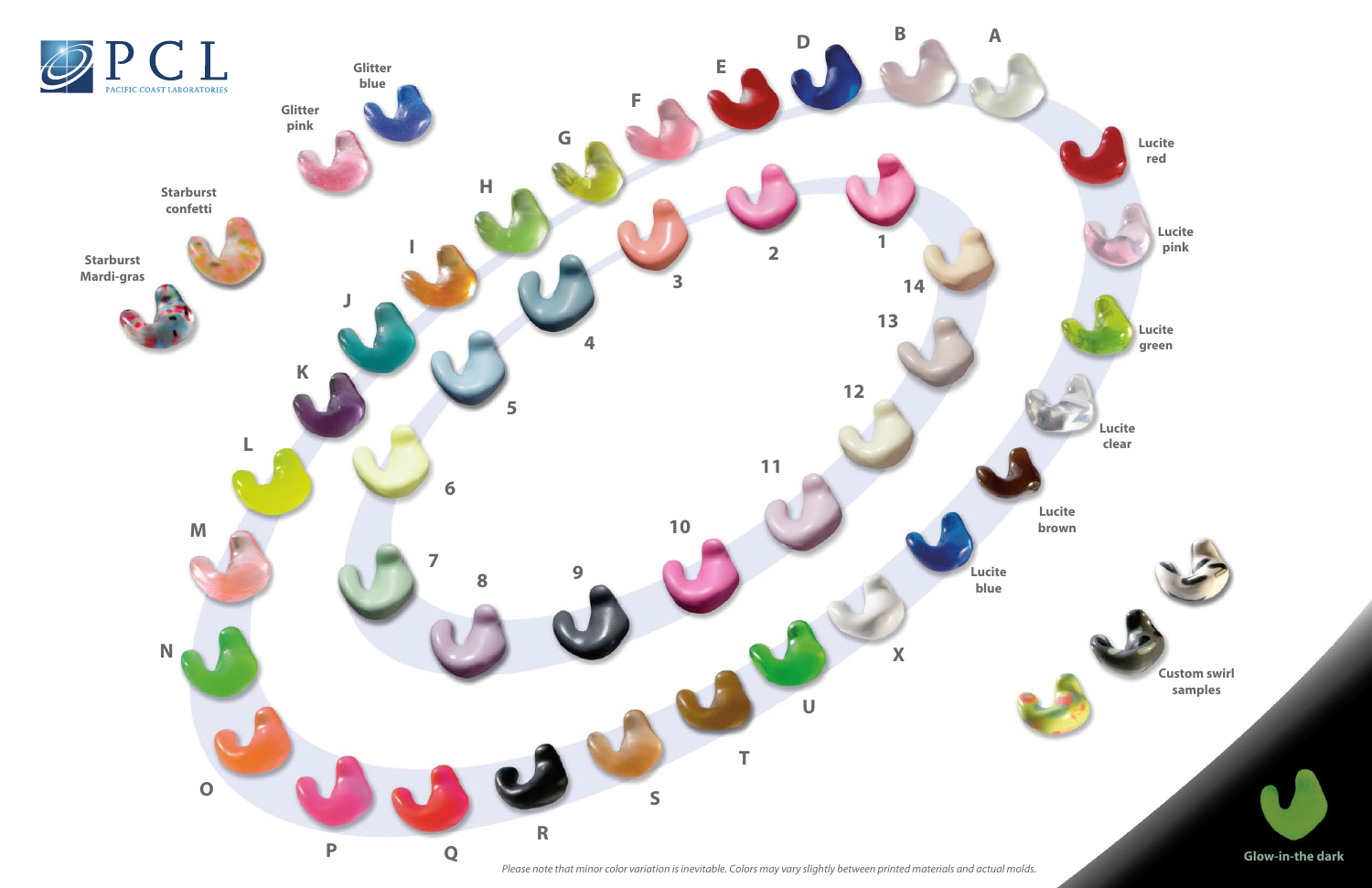PCL
PACIFIC COAST LABORATORIES

A
B
D
E
F
G
H
I
J
K
L
M
N
O
P
Q
R
S
T
U
X

1
2
3
4
5
6
7
8
9
10
11
12
13
14

Glitter blue
Glitter pink
Starburst confetti
Starburst Mardi-gras

Lucite red
Lucite pink
Lucite green
Lucite clear
Lucite brown
Lucite blue

Custom swirl samples

Glow-in-the dark

*Please note that minor color variation is inevitable. Colors may vary slightly between printed materials and actual molds.*